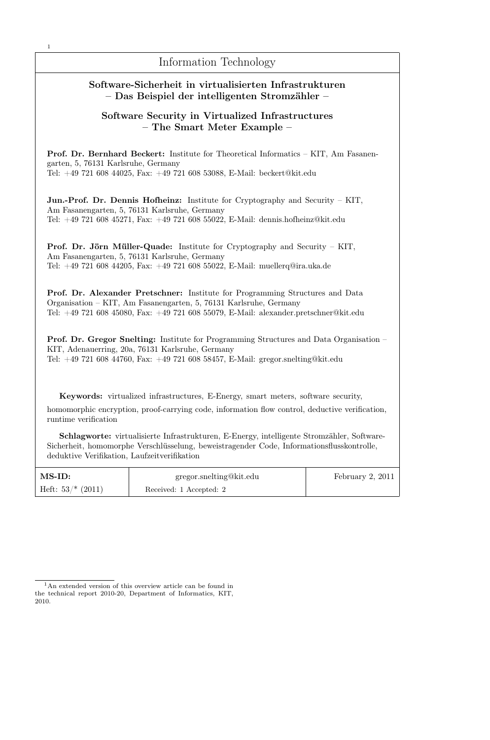Information Technology

# Software-Sicherheit in virtualisierten Infrastrukturen – Das Beispiel der intelligenten Stromzähler –

# Software Security in Virtualized Infrastructures – The Smart Meter Example –

**Prof. Dr. Bernhard Beckert:** Institute for Theoretical Informatics – KIT, Am Fasanengarten, 5, 76131 Karlsruhe, Germany
Tel: +49 721 608 44025, Fax: +49 721 608 53088, E-Mail: beckert@kit.edu

**Jun.-Prof. Dr. Dennis Hofheinz:** Institute for Cryptography and Security – KIT, Am Fasanengarten, 5, 76131 Karlsruhe, Germany
Tel: +49 721 608 45271, Fax: +49 721 608 55022, E-Mail: dennis.hofheinz@kit.edu

**Prof. Dr. Jörn Müller-Quade:** Institute for Cryptography and Security – KIT, Am Fasanengarten, 5, 76131 Karlsruhe, Germany
Tel: +49 721 608 44205, Fax: +49 721 608 55022, E-Mail: muellerq@ira.uka.de

**Prof. Dr. Alexander Pretschner:** Institute for Programming Structures and Data Organisation – KIT, Am Fasanengarten, 5, 76131 Karlsruhe, Germany
Tel: +49 721 608 45080, Fax: +49 721 608 55079, E-Mail: alexander.pretschner@kit.edu

**Prof. Dr. Gregor Snelting:** Institute for Programming Structures and Data Organisation – KIT, Adenauerring, 20a, 76131 Karlsruhe, Germany
Tel: +49 721 608 44760, Fax: +49 721 608 58457, E-Mail: gregor.snelting@kit.edu

**Keywords:** virtualized infrastructures, E-Energy, smart meters, software security, homomorphic encryption, proof-carrying code, information flow control, deductive verification, runtime verification

**Schlagworte:** virtualisierte Infrastrukturen, E-Energy, intelligente Stromzähler, Software-Sicherheit, homomorphe Verschlüsselung, beweistragender Code, Informationsflusskontrolle, deduktive Verifikation, Laufzeitverifikation

| **MS-ID:** | gregor.snelting@kit.edu | February 2, 2011 |
|---|---|---|
| Heft: 53/* (2011) | Received: 1 Accepted: 2 | |

[1] An extended version of this overview article can be found in the technical report 2010-20, Department of Informatics, KIT, 2010.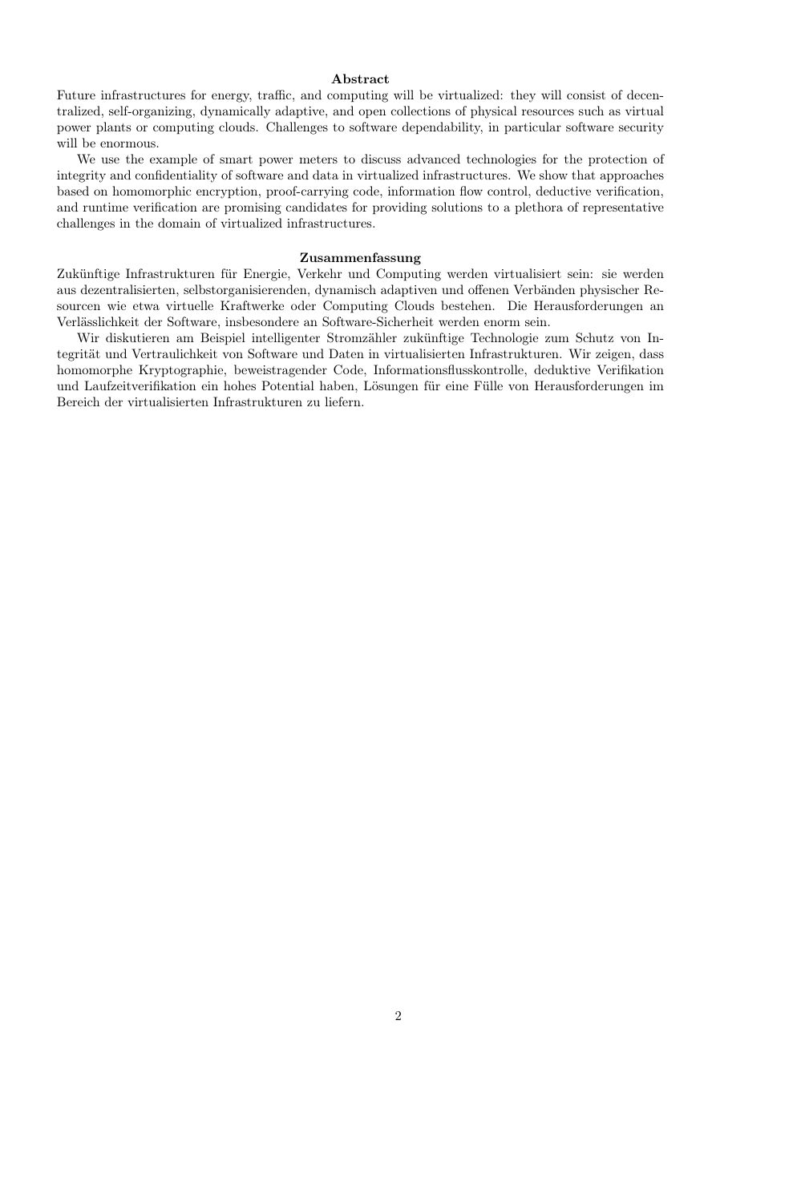## Abstract

Future infrastructures for energy, traffic, and computing will be virtualized: they will consist of decentralized, self-organizing, dynamically adaptive, and open collections of physical resources such as virtual power plants or computing clouds. Challenges to software dependability, in particular software security will be enormous.

We use the example of smart power meters to discuss advanced technologies for the protection of integrity and confidentiality of software and data in virtualized infrastructures. We show that approaches based on homomorphic encryption, proof-carrying code, information flow control, deductive verification, and runtime verification are promising candidates for providing solutions to a plethora of representative challenges in the domain of virtualized infrastructures.

## Zusammenfassung

Zukünftige Infrastrukturen für Energie, Verkehr und Computing werden virtualisiert sein: sie werden aus dezentralisierten, selbstorganisierenden, dynamisch adaptiven und offenen Verbänden physischer Resourcen wie etwa virtuelle Kraftwerke oder Computing Clouds bestehen. Die Herausforderungen an Verlässlichkeit der Software, insbesondere an Software-Sicherheit werden enorm sein.

Wir diskutieren am Beispiel intelligenter Stromzähler zukünftige Technologie zum Schutz von Integrität und Vertraulichkeit von Software und Daten in virtualisierten Infrastrukturen. Wir zeigen, dass homomorphe Kryptographie, beweistragender Code, Informationsflusskontrolle, deduktive Verifikation und Laufzeitverifikation ein hohes Potential haben, Lösungen für eine Fülle von Herausforderungen im Bereich der virtualisierten Infrastrukturen zu liefern.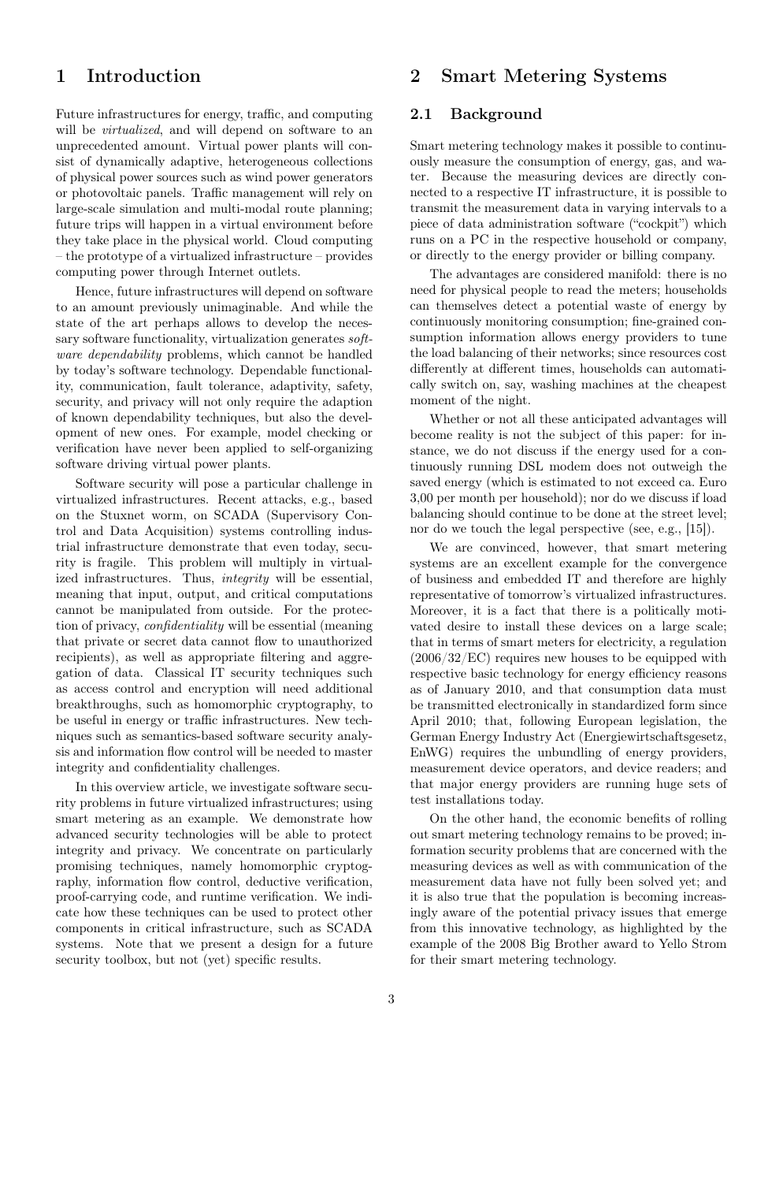# 1 Introduction

Future infrastructures for energy, traffic, and computing will be *virtualized*, and will depend on software to an unprecedented amount. Virtual power plants will consist of dynamically adaptive, heterogeneous collections of physical power sources such as wind power generators or photovoltaic panels. Traffic management will rely on large-scale simulation and multi-modal route planning; future trips will happen in a virtual environment before they take place in the physical world. Cloud computing – the prototype of a virtualized infrastructure – provides computing power through Internet outlets.

Hence, future infrastructures will depend on software to an amount previously unimaginable. And while the state of the art perhaps allows to develop the necessary software functionality, virtualization generates *software dependability* problems, which cannot be handled by today's software technology. Dependable functionality, communication, fault tolerance, adaptivity, safety, security, and privacy will not only require the adaption of known dependability techniques, but also the development of new ones. For example, model checking or verification have never been applied to self-organizing software driving virtual power plants.

Software security will pose a particular challenge in virtualized infrastructures. Recent attacks, e.g., based on the Stuxnet worm, on SCADA (Supervisory Control and Data Acquisition) systems controlling industrial infrastructure demonstrate that even today, security is fragile. This problem will multiply in virtualized infrastructures. Thus, *integrity* will be essential, meaning that input, output, and critical computations cannot be manipulated from outside. For the protection of privacy, *confidentiality* will be essential (meaning that private or secret data cannot flow to unauthorized recipients), as well as appropriate filtering and aggregation of data. Classical IT security techniques such as access control and encryption will need additional breakthroughs, such as homomorphic cryptography, to be useful in energy or traffic infrastructures. New techniques such as semantics-based software security analysis and information flow control will be needed to master integrity and confidentiality challenges.

In this overview article, we investigate software security problems in future virtualized infrastructures; using smart metering as an example. We demonstrate how advanced security technologies will be able to protect integrity and privacy. We concentrate on particularly promising techniques, namely homomorphic cryptography, information flow control, deductive verification, proof-carrying code, and runtime verification. We indicate how these techniques can be used to protect other components in critical infrastructure, such as SCADA systems. Note that we present a design for a future security toolbox, but not (yet) specific results.

# 2 Smart Metering Systems

## 2.1 Background

Smart metering technology makes it possible to continuously measure the consumption of energy, gas, and water. Because the measuring devices are directly connected to a respective IT infrastructure, it is possible to transmit the measurement data in varying intervals to a piece of data administration software ("cockpit") which runs on a PC in the respective household or company, or directly to the energy provider or billing company.

The advantages are considered manifold: there is no need for physical people to read the meters; households can themselves detect a potential waste of energy by continuously monitoring consumption; fine-grained consumption information allows energy providers to tune the load balancing of their networks; since resources cost differently at different times, households can automatically switch on, say, washing machines at the cheapest moment of the night.

Whether or not all these anticipated advantages will become reality is not the subject of this paper: for instance, we do not discuss if the energy used for a continuously running DSL modem does not outweigh the saved energy (which is estimated to not exceed ca. Euro 3,00 per month per household); nor do we discuss if load balancing should continue to be done at the street level; nor do we touch the legal perspective (see, e.g., [15]).

We are convinced, however, that smart metering systems are an excellent example for the convergence of business and embedded IT and therefore are highly representative of tomorrow's virtualized infrastructures. Moreover, it is a fact that there is a politically motivated desire to install these devices on a large scale; that in terms of smart meters for electricity, a regulation (2006/32/EC) requires new houses to be equipped with respective basic technology for energy efficiency reasons as of January 2010, and that consumption data must be transmitted electronically in standardized form since April 2010; that, following European legislation, the German Energy Industry Act (Energiewirtschaftsgesetz, EnWG) requires the unbundling of energy providers, measurement device operators, and device readers; and that major energy providers are running huge sets of test installations today.

On the other hand, the economic benefits of rolling out smart metering technology remains to be proved; information security problems that are concerned with the measuring devices as well as with communication of the measurement data have not fully been solved yet; and it is also true that the population is becoming increasingly aware of the potential privacy issues that emerge from this innovative technology, as highlighted by the example of the 2008 Big Brother award to Yello Strom for their smart metering technology.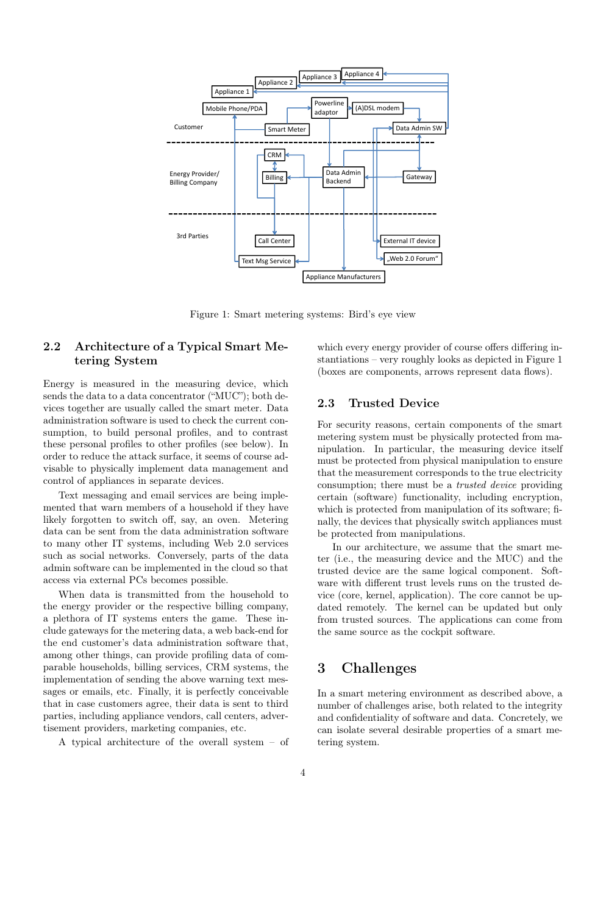Figure 1: Smart metering systems: Bird's eye view

## 2.2 Architecture of a Typical Smart Metering System

Energy is measured in the measuring device, which sends the data to a data concentrator ("MUC"); both devices together are usually called the smart meter. Data administration software is used to check the current consumption, to build personal profiles, and to contrast these personal profiles to other profiles (see below). In order to reduce the attack surface, it seems of course advisable to physically implement data management and control of appliances in separate devices.

Text messaging and email services are being implemented that warn members of a household if they have likely forgotten to switch off, say, an oven. Metering data can be sent from the data administration software to many other IT systems, including Web 2.0 services such as social networks. Conversely, parts of the data admin software can be implemented in the cloud so that access via external PCs becomes possible.

When data is transmitted from the household to the energy provider or the respective billing company, a plethora of IT systems enters the game. These include gateways for the metering data, a web back-end for the end customer's data administration software that, among other things, can provide profiling data of comparable households, billing services, CRM systems, the implementation of sending the above warning text messages or emails, etc. Finally, it is perfectly conceivable that in case customers agree, their data is sent to third parties, including appliance vendors, call centers, advertisement providers, marketing companies, etc.

A typical architecture of the overall system – of which every energy provider of course offers differing instantiations – very roughly looks as depicted in Figure 1 (boxes are components, arrows represent data flows).

## 2.3 Trusted Device

For security reasons, certain components of the smart metering system must be physically protected from manipulation. In particular, the measuring device itself must be protected from physical manipulation to ensure that the measurement corresponds to the true electricity consumption; there must be a *trusted device* providing certain (software) functionality, including encryption, which is protected from manipulation of its software; finally, the devices that physically switch appliances must be protected from manipulations.

In our architecture, we assume that the smart meter (i.e., the measuring device and the MUC) and the trusted device are the same logical component. Software with different trust levels runs on the trusted device (core, kernel, application). The core cannot be updated remotely. The kernel can be updated but only from trusted sources. The applications can come from the same source as the cockpit software.

# 3 Challenges

In a smart metering environment as described above, a number of challenges arise, both related to the integrity and confidentiality of software and data. Concretely, we can isolate several desirable properties of a smart metering system.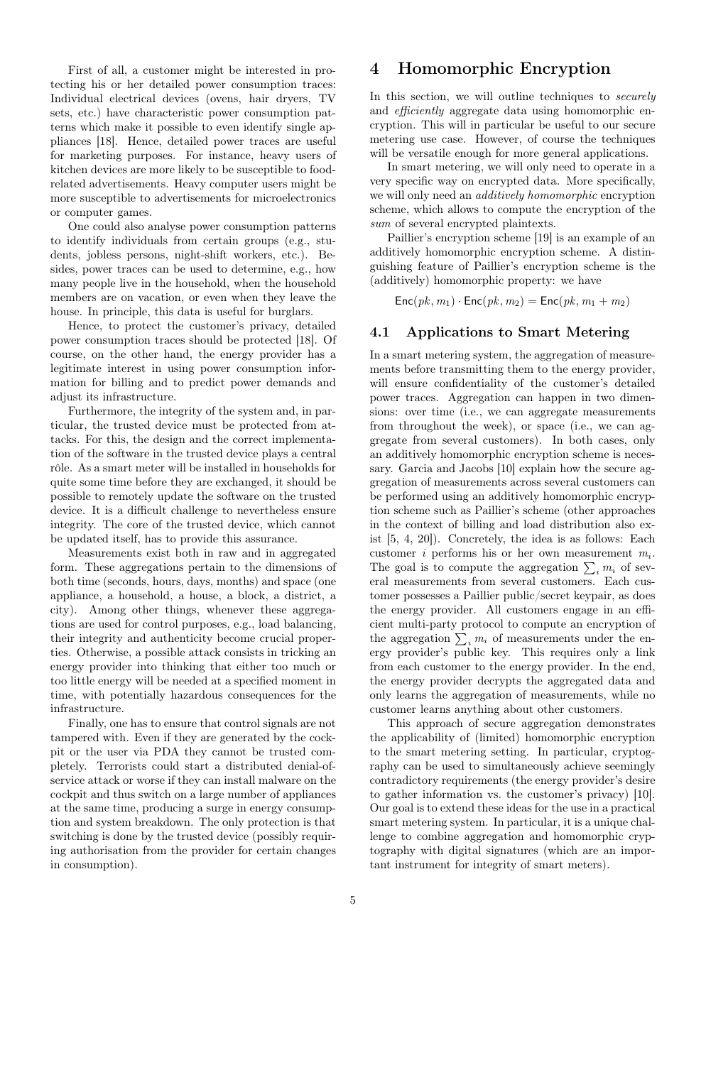First of all, a customer might be interested in protecting his or her detailed power consumption traces: Individual electrical devices (ovens, hair dryers, TV sets, etc.) have characteristic power consumption patterns which make it possible to even identify single appliances [18]. Hence, detailed power traces are useful for marketing purposes. For instance, heavy users of kitchen devices are more likely to be susceptible to food-related advertisements. Heavy computer users might be more susceptible to advertisements for microelectronics or computer games.

One could also analyse power consumption patterns to identify individuals from certain groups (e.g., students, jobless persons, night-shift workers, etc.). Besides, power traces can be used to determine, e.g., how many people live in the household, when the household members are on vacation, or even when they leave the house. In principle, this data is useful for burglars.

Hence, to protect the customer's privacy, detailed power consumption traces should be protected [18]. Of course, on the other hand, the energy provider has a legitimate interest in using power consumption information for billing and to predict power demands and adjust its infrastructure.

Furthermore, the integrity of the system and, in particular, the trusted device must be protected from attacks. For this, the design and the correct implementation of the software in the trusted device plays a central rôle. As a smart meter will be installed in households for quite some time before they are exchanged, it should be possible to remotely update the software on the trusted device. It is a difficult challenge to nevertheless ensure integrity. The core of the trusted device, which cannot be updated itself, has to provide this assurance.

Measurements exist both in raw and in aggregated form. These aggregations pertain to the dimensions of both time (seconds, hours, days, months) and space (one appliance, a household, a house, a block, a district, a city). Among other things, whenever these aggregations are used for control purposes, e.g., load balancing, their integrity and authenticity become crucial properties. Otherwise, a possible attack consists in tricking an energy provider into thinking that either too much or too little energy will be needed at a specified moment in time, with potentially hazardous consequences for the infrastructure.

Finally, one has to ensure that control signals are not tampered with. Even if they are generated by the cockpit or the user via PDA they cannot be trusted completely. Terrorists could start a distributed denial-of-service attack or worse if they can install malware on the cockpit and thus switch on a large number of appliances at the same time, producing a surge in energy consumption and system breakdown. The only protection is that switching is done by the trusted device (possibly requiring authorisation from the provider for certain changes in consumption).

# 4 Homomorphic Encryption

In this section, we will outline techniques to *securely* and *efficiently* aggregate data using homomorphic encryption. This will in particular be useful to our secure metering use case. However, of course the techniques will be versatile enough for more general applications.

In smart metering, we will only need to operate in a very specific way on encrypted data. More specifically, we will only need an *additively homomorphic* encryption scheme, which allows to compute the encryption of the *sum* of several encrypted plaintexts.

Paillier's encryption scheme [19] is an example of an additively homomorphic encryption scheme. A distinguishing feature of Paillier's encryption scheme is the (additively) homomorphic property: we have

$$\mathsf{Enc}(pk, m_1) \cdot \mathsf{Enc}(pk, m_2) = \mathsf{Enc}(pk, m_1 + m_2)$$

## 4.1 Applications to Smart Metering

In a smart metering system, the aggregation of measurements before transmitting them to the energy provider, will ensure confidentiality of the customer's detailed power traces. Aggregation can happen in two dimensions: over time (i.e., we can aggregate measurements from throughout the week), or space (i.e., we can aggregate from several customers). In both cases, only an additively homomorphic encryption scheme is necessary. Garcia and Jacobs [10] explain how the secure aggregation of measurements across several customers can be performed using an additively homomorphic encryption scheme such as Paillier's scheme (other approaches in the context of billing and load distribution also exist [5, 4, 20]). Concretely, the idea is as follows: Each customer $i$ performs his or her own measurement $m_i$. The goal is to compute the aggregation $\sum_i m_i$ of several measurements from several customers. Each customer possesses a Paillier public/secret keypair, as does the energy provider. All customers engage in an efficient multi-party protocol to compute an encryption of the aggregation $\sum_i m_i$ of measurements under the energy provider's public key. This requires only a link from each customer to the energy provider. In the end, the energy provider decrypts the aggregated data and only learns the aggregation of measurements, while no customer learns anything about other customers.

This approach of secure aggregation demonstrates the applicability of (limited) homomorphic encryption to the smart metering setting. In particular, cryptography can be used to simultaneously achieve seemingly contradictory requirements (the energy provider's desire to gather information vs. the customer's privacy) [10]. Our goal is to extend these ideas for the use in a practical smart metering system. In particular, it is a unique challenge to combine aggregation and homomorphic cryptography with digital signatures (which are an important instrument for integrity of smart meters).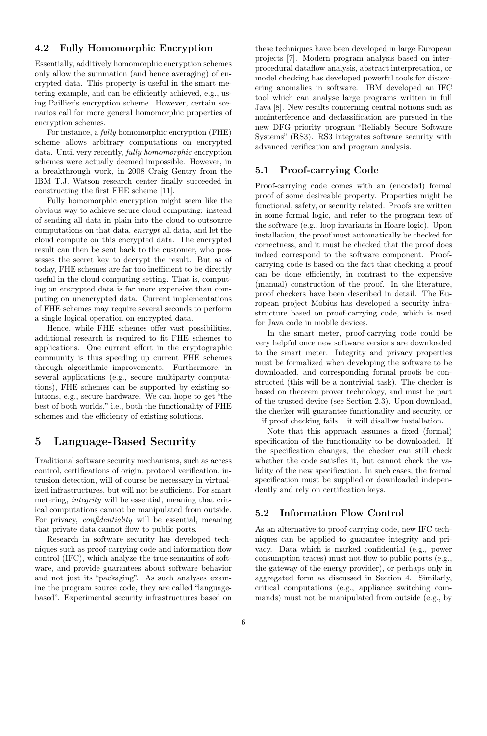## 4.2 Fully Homomorphic Encryption

Essentially, additively homomorphic encryption schemes only allow the summation (and hence averaging) of encrypted data. This property is useful in the smart metering example, and can be efficiently achieved, e.g., using Paillier's encryption scheme. However, certain scenarios call for more general homomorphic properties of encryption schemes.

For instance, a *fully* homomorphic encryption (FHE) scheme allows arbitrary computations on encrypted data. Until very recently, *fully homomorphic* encryption schemes were actually deemed impossible. However, in a breakthrough work, in 2008 Craig Gentry from the IBM T.J. Watson research center finally succeeded in constructing the first FHE scheme [11].

Fully homomorphic encryption might seem like the obvious way to achieve secure cloud computing: instead of sending all data in plain into the cloud to outsource computations on that data, *encrypt* all data, and let the cloud compute on this encrypted data. The encrypted result can then be sent back to the customer, who possesses the secret key to decrypt the result. But as of today, FHE schemes are far too inefficient to be directly useful in the cloud computing setting. That is, computing on encrypted data is far more expensive than computing on unencrypted data. Current implementations of FHE schemes may require several seconds to perform a single logical operation on encrypted data.

Hence, while FHE schemes offer vast possibilities, additional research is required to fit FHE schemes to applications. One current effort in the cryptographic community is thus speeding up current FHE schemes through algorithmic improvements. Furthermore, in several applications (e.g., secure multiparty computations), FHE schemes can be supported by existing solutions, e.g., secure hardware. We can hope to get "the best of both worlds," i.e., both the functionality of FHE schemes and the efficiency of existing solutions.

# 5 Language-Based Security

Traditional software security mechanisms, such as access control, certifications of origin, protocol verification, intrusion detection, will of course be necessary in virtualized infrastructures, but will not be sufficient. For smart metering, *integrity* will be essential, meaning that critical computations cannot be manipulated from outside. For privacy, *confidentiality* will be essential, meaning that private data cannot flow to public ports.

Research in software security has developed techniques such as proof-carrying code and information flow control (IFC), which analyze the true semantics of software, and provide guarantees about software behavior and not just its "packaging". As such analyses examine the program source code, they are called "language-based". Experimental security infrastructures based on these techniques have been developed in large European projects [7]. Modern program analysis based on interprocedural dataflow analysis, abstract interpretation, or model checking has developed powerful tools for discovering anomalies in software. IBM developed an IFC tool which can analyse large programs written in full Java [8]. New results concerning central notions such as noninterference and declassification are pursued in the new DFG priority program "Reliably Secure Software Systems" (RS3). RS3 integrates software security with advanced verification and program analysis.

## 5.1 Proof-carrying Code

Proof-carrying code comes with an (encoded) formal proof of some desireable property. Properties might be functional, safety, or security related. Proofs are written in some formal logic, and refer to the program text of the software (e.g., loop invariants in Hoare logic). Upon installation, the proof must automatically be checked for correctness, and it must be checked that the proof does indeed correspond to the software component. Proof-carrying code is based on the fact that checking a proof can be done efficiently, in contrast to the expensive (manual) construction of the proof. In the literature, proof checkers have been described in detail. The European project Mobius has developed a security infrastructure based on proof-carrying code, which is used for Java code in mobile devices.

In the smart meter, proof-carrying code could be very helpful once new software versions are downloaded to the smart meter. Integrity and privacy properties must be formalized when developing the software to be downloaded, and corresponding formal proofs be constructed (this will be a nontrivial task). The checker is based on theorem prover technology, and must be part of the trusted device (see Section 2.3). Upon download, the checker will guarantee functionality and security, or – if proof checking fails – it will disallow installation.

Note that this approach assumes a fixed (formal) specification of the functionality to be downloaded. If the specification changes, the checker can still check whether the code satisfies it, but cannot check the validity of the new specification. In such cases, the formal specification must be supplied or downloaded independently and rely on certification keys.

## 5.2 Information Flow Control

As an alternative to proof-carrying code, new IFC techniques can be applied to guarantee integrity and privacy. Data which is marked confidential (e.g., power consumption traces) must not flow to public ports (e.g., the gateway of the energy provider), or perhaps only in aggregated form as discussed in Section 4. Similarly, critical computations (e.g., appliance switching commands) must not be manipulated from outside (e.g., by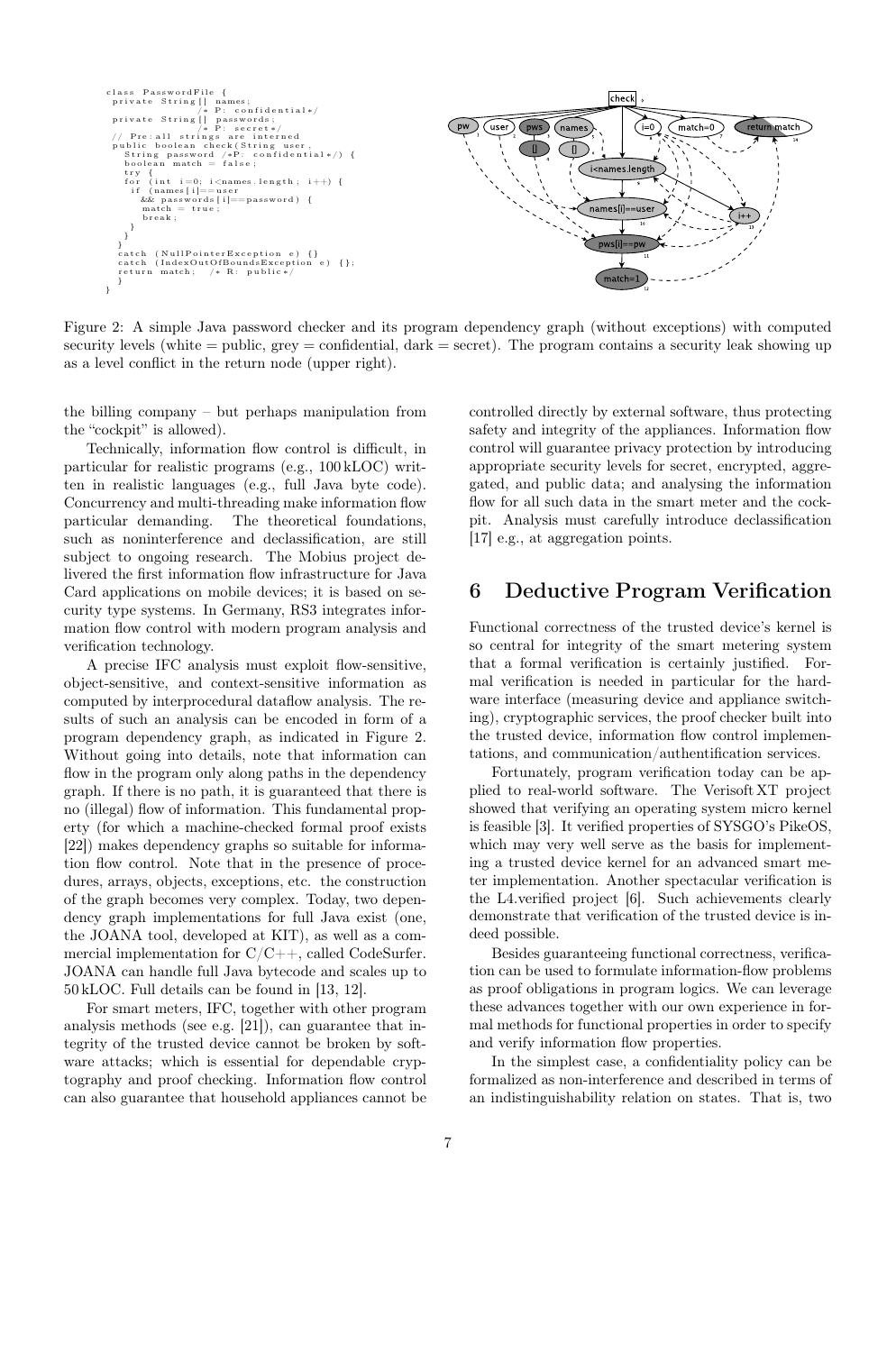```
class PasswordFile {
 private String[] names;
                    /* P: confidential*/
 private String[] passwords;
                    /* P: secret*/
 // Pre:all strings are interned
 public boolean check(String user,
   String password /*P: confidential*/) {
   boolean match = false;
   try {
   for (int i=0; i<names.length; i++) {
     if (names[i]==user
       && passwords[i]==password) {
       match = true;
       break;
     }
   }
  }
  catch (NullPointerException e) {}
  catch (IndexOutOfBoundsException e) {};
  return match;  /* R: public*/
  }
}
```

Figure 2: A simple Java password checker and its program dependency graph (without exceptions) with computed security levels (white = public, grey = confidential, dark = secret). The program contains a security leak showing up as a level conflict in the return node (upper right).

the billing company – but perhaps manipulation from the "cockpit" is allowed).

Technically, information flow control is difficult, in particular for realistic programs (e.g., 100 kLOC) written in realistic languages (e.g., full Java byte code). Concurrency and multi-threading make information flow particular demanding. The theoretical foundations, such as noninterference and declassification, are still subject to ongoing research. The Mobius project delivered the first information flow infrastructure for Java Card applications on mobile devices; it is based on security type systems. In Germany, RS3 integrates information flow control with modern program analysis and verification technology.

A precise IFC analysis must exploit flow-sensitive, object-sensitive, and context-sensitive information as computed by interprocedural dataflow analysis. The results of such an analysis can be encoded in form of a program dependency graph, as indicated in Figure 2. Without going into details, note that information can flow in the program only along paths in the dependency graph. If there is no path, it is guaranteed that there is no (illegal) flow of information. This fundamental property (for which a machine-checked formal proof exists [22]) makes dependency graphs so suitable for information flow control. Note that in the presence of procedures, arrays, objects, exceptions, etc. the construction of the graph becomes very complex. Today, two dependency graph implementations for full Java exist (one, the JOANA tool, developed at KIT), as well as a commercial implementation for C/C++, called CodeSurfer. JOANA can handle full Java bytecode and scales up to 50 kLOC. Full details can be found in [13, 12].

For smart meters, IFC, together with other program analysis methods (see e.g. [21]), can guarantee that integrity of the trusted device cannot be broken by software attacks; which is essential for dependable cryptography and proof checking. Information flow control can also guarantee that household appliances cannot be controlled directly by external software, thus protecting safety and integrity of the appliances. Information flow control will guarantee privacy protection by introducing appropriate security levels for secret, encrypted, aggregated, and public data; and analysing the information flow for all such data in the smart meter and the cockpit. Analysis must carefully introduce declassification [17] e.g., at aggregation points.

## 6 Deductive Program Verification

Functional correctness of the trusted device's kernel is so central for integrity of the smart metering system that a formal verification is certainly justified. Formal verification is needed in particular for the hardware interface (measuring device and appliance switching), cryptographic services, the proof checker built into the trusted device, information flow control implementations, and communication/authentification services.

Fortunately, program verification today can be applied to real-world software. The Verisoft XT project showed that verifying an operating system micro kernel is feasible [3]. It verified properties of SYSGO's PikeOS, which may very well serve as the basis for implementing a trusted device kernel for an advanced smart meter implementation. Another spectacular verification is the L4.verified project [6]. Such achievements clearly demonstrate that verification of the trusted device is indeed possible.

Besides guaranteeing functional correctness, verification can be used to formulate information-flow problems as proof obligations in program logics. We can leverage these advances together with our own experience in formal methods for functional properties in order to specify and verify information flow properties.

In the simplest case, a confidentiality policy can be formalized as non-interference and described in terms of an indistinguishability relation on states. That is, two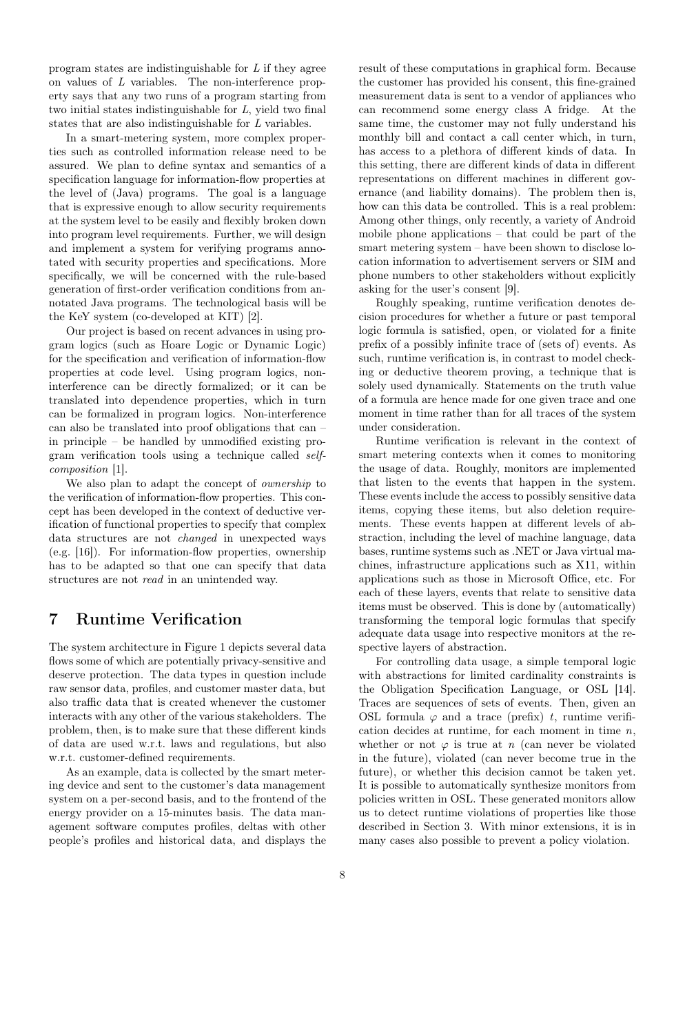program states are indistinguishable for $L$ if they agree on values of $L$ variables. The non-interference property says that any two runs of a program starting from two initial states indistinguishable for $L$, yield two final states that are also indistinguishable for $L$ variables.

In a smart-metering system, more complex properties such as controlled information release need to be assured. We plan to define syntax and semantics of a specification language for information-flow properties at the level of (Java) programs. The goal is a language that is expressive enough to allow security requirements at the system level to be easily and flexibly broken down into program level requirements. Further, we will design and implement a system for verifying programs annotated with security properties and specifications. More specifically, we will be concerned with the rule-based generation of first-order verification conditions from annotated Java programs. The technological basis will be the KeY system (co-developed at KIT) [2].

Our project is based on recent advances in using program logics (such as Hoare Logic or Dynamic Logic) for the specification and verification of information-flow properties at code level. Using program logics, non-interference can be directly formalized; or it can be translated into dependence properties, which in turn can be formalized in program logics. Non-interference can also be translated into proof obligations that can – in principle – be handled by unmodified existing program verification tools using a technique called *self-composition* [1].

We also plan to adapt the concept of *ownership* to the verification of information-flow properties. This concept has been developed in the context of deductive verification of functional properties to specify that complex data structures are not *changed* in unexpected ways (e.g. [16]). For information-flow properties, ownership has to be adapted so that one can specify that data structures are not *read* in an unintended way.

## 7 Runtime Verification

The system architecture in Figure 1 depicts several data flows some of which are potentially privacy-sensitive and deserve protection. The data types in question include raw sensor data, profiles, and customer master data, but also traffic data that is created whenever the customer interacts with any other of the various stakeholders. The problem, then, is to make sure that these different kinds of data are used w.r.t. laws and regulations, but also w.r.t. customer-defined requirements.

As an example, data is collected by the smart metering device and sent to the customer's data management system on a per-second basis, and to the frontend of the energy provider on a 15-minutes basis. The data management software computes profiles, deltas with other people's profiles and historical data, and displays the result of these computations in graphical form. Because the customer has provided his consent, this fine-grained measurement data is sent to a vendor of appliances who can recommend some energy class A fridge. At the same time, the customer may not fully understand his monthly bill and contact a call center which, in turn, has access to a plethora of different kinds of data. In this setting, there are different kinds of data in different representations on different machines in different governance (and liability domains). The problem then is, how can this data be controlled. This is a real problem: Among other things, only recently, a variety of Android mobile phone applications – that could be part of the smart metering system – have been shown to disclose location information to advertisement servers or SIM and phone numbers to other stakeholders without explicitly asking for the user's consent [9].

Roughly speaking, runtime verification denotes decision procedures for whether a future or past temporal logic formula is satisfied, open, or violated for a finite prefix of a possibly infinite trace of (sets of) events. As such, runtime verification is, in contrast to model checking or deductive theorem proving, a technique that is solely used dynamically. Statements on the truth value of a formula are hence made for one given trace and one moment in time rather than for all traces of the system under consideration.

Runtime verification is relevant in the context of smart metering contexts when it comes to monitoring the usage of data. Roughly, monitors are implemented that listen to the events that happen in the system. These events include the access to possibly sensitive data items, copying these items, but also deletion requirements. These events happen at different levels of abstraction, including the level of machine language, data bases, runtime systems such as .NET or Java virtual machines, infrastructure applications such as X11, within applications such as those in Microsoft Office, etc. For each of these layers, events that relate to sensitive data items must be observed. This is done by (automatically) transforming the temporal logic formulas that specify adequate data usage into respective monitors at the respective layers of abstraction.

For controlling data usage, a simple temporal logic with abstractions for limited cardinality constraints is the Obligation Specification Language, or OSL [14]. Traces are sequences of sets of events. Then, given an OSL formula $\varphi$ and a trace (prefix) $t$, runtime verification decides at runtime, for each moment in time $n$, whether or not $\varphi$ is true at $n$ (can never be violated in the future), violated (can never become true in the future), or whether this decision cannot be taken yet. It is possible to automatically synthesize monitors from policies written in OSL. These generated monitors allow us to detect runtime violations of properties like those described in Section 3. With minor extensions, it is in many cases also possible to prevent a policy violation.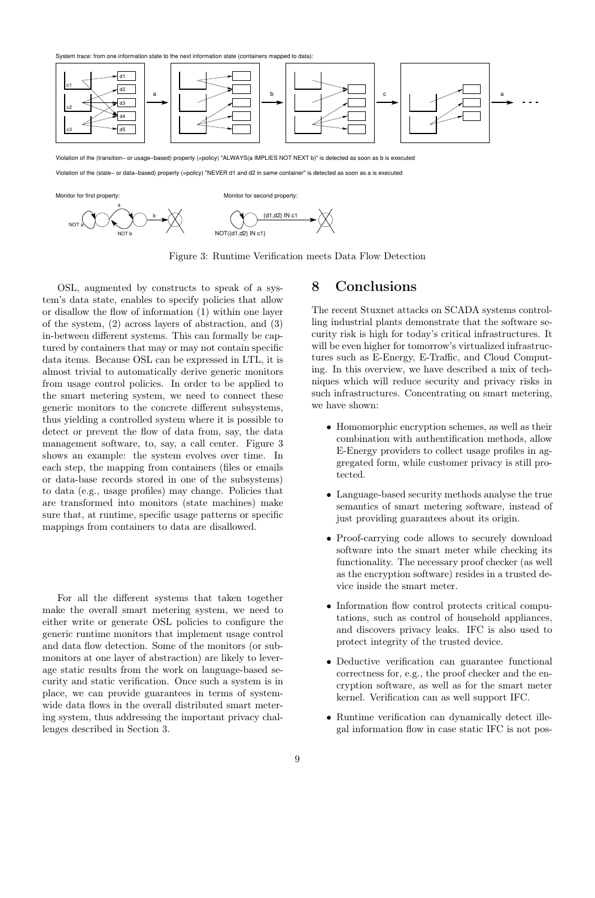System trace: from one information state to the next information state (containers mapped to data):

Violation of the (transition– or usage–based) property (=policy) "ALWAYS(a IMPLIES NOT NEXT b)" is detected as soon as b is executed

Violation of the (state– or data–based) property (=policy) "NEVER d1 and d2 in same container" is detected as soon as a is executed

Monitor for first property:

Monitor for second property:

Figure 3: Runtime Verification meets Data Flow Detection

OSL, augmented by constructs to speak of a system's data state, enables to specify policies that allow or disallow the flow of information (1) within one layer of the system, (2) across layers of abstraction, and (3) in-between different systems. This can formally be captured by containers that may or may not contain specific data items. Because OSL can be expressed in LTL, it is almost trivial to automatically derive generic monitors from usage control policies. In order to be applied to the smart metering system, we need to connect these generic monitors to the concrete different subsystems, thus yielding a controlled system where it is possible to detect or prevent the flow of data from, say, the data management software, to, say, a call center. Figure 3 shows an example: the system evolves over time. In each step, the mapping from containers (files or emails or data-base records stored in one of the subsystems) to data (e.g., usage profiles) may change. Policies that are transformed into monitors (state machines) make sure that, at runtime, specific usage patterns or specific mappings from containers to data are disallowed.

For all the different systems that taken together make the overall smart metering system, we need to either write or generate OSL policies to configure the generic runtime monitors that implement usage control and data flow detection. Some of the monitors (or submonitors at one layer of abstraction) are likely to leverage static results from the work on language-based security and static verification. Once such a system is in place, we can provide guarantees in terms of system-wide data flows in the overall distributed smart metering system, thus addressing the important privacy challenges described in Section 3.

# 8 Conclusions

The recent Stuxnet attacks on SCADA systems controlling industrial plants demonstrate that the software security risk is high for today's critical infrastructures. It will be even higher for tomorrow's virtualized infrastructures such as E-Energy, E-Traffic, and Cloud Computing. In this overview, we have described a mix of techniques which will reduce security and privacy risks in such infrastructures. Concentrating on smart metering, we have shown:

- Homomorphic encryption schemes, as well as their combination with authentification methods, allow E-Energy providers to collect usage profiles in aggregated form, while customer privacy is still protected.
- Language-based security methods analyse the true semantics of smart metering software, instead of just providing guarantees about its origin.
- Proof-carrying code allows to securely download software into the smart meter while checking its functionality. The necessary proof checker (as well as the encryption software) resides in a trusted device inside the smart meter.
- Information flow control protects critical computations, such as control of household appliances, and discovers privacy leaks. IFC is also used to protect integrity of the trusted device.
- Deductive verification can guarantee functional correctness for, e.g., the proof checker and the encryption software, as well as for the smart meter kernel. Verification can as well support IFC.
- Runtime verification can dynamically detect illegal information flow in case static IFC is not pos-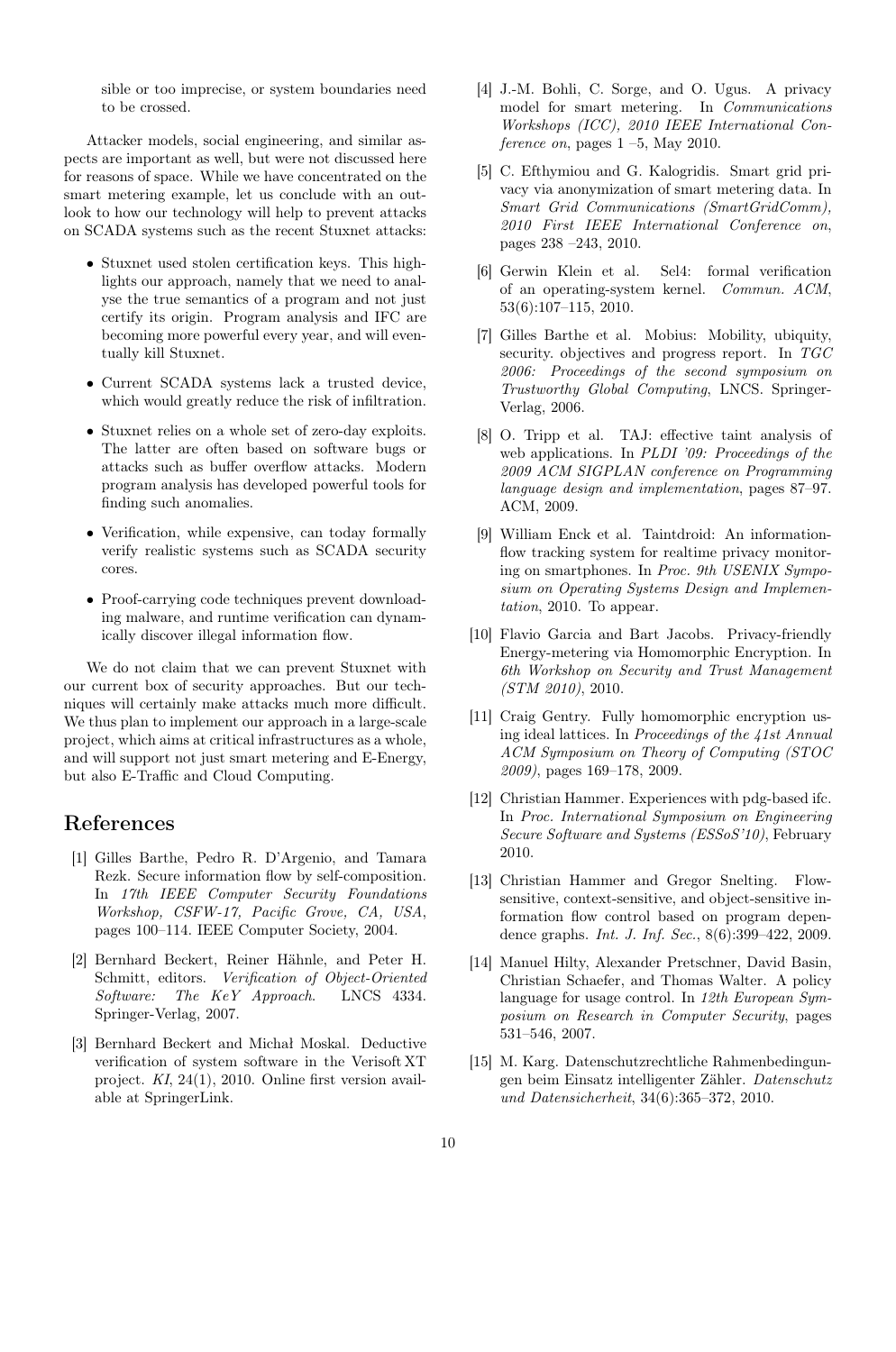sible or too imprecise, or system boundaries need to be crossed.

Attacker models, social engineering, and similar aspects are important as well, but were not discussed here for reasons of space. While we have concentrated on the smart metering example, let us conclude with an outlook to how our technology will help to prevent attacks on SCADA systems such as the recent Stuxnet attacks:

- Stuxnet used stolen certification keys. This highlights our approach, namely that we need to analyse the true semantics of a program and not just certify its origin. Program analysis and IFC are becoming more powerful every year, and will eventually kill Stuxnet.
- Current SCADA systems lack a trusted device, which would greatly reduce the risk of infiltration.
- Stuxnet relies on a whole set of zero-day exploits. The latter are often based on software bugs or attacks such as buffer overflow attacks. Modern program analysis has developed powerful tools for finding such anomalies.
- Verification, while expensive, can today formally verify realistic systems such as SCADA security cores.
- Proof-carrying code techniques prevent downloading malware, and runtime verification can dynamically discover illegal information flow.

We do not claim that we can prevent Stuxnet with our current box of security approaches. But our techniques will certainly make attacks much more difficult. We thus plan to implement our approach in a large-scale project, which aims at critical infrastructures as a whole, and will support not just smart metering and E-Energy, but also E-Traffic and Cloud Computing.

## References

[1] Gilles Barthe, Pedro R. D'Argenio, and Tamara Rezk. Secure information flow by self-composition. In *17th IEEE Computer Security Foundations Workshop, CSFW-17, Pacific Grove, CA, USA*, pages 100–114. IEEE Computer Society, 2004.

[2] Bernhard Beckert, Reiner Hähnle, and Peter H. Schmitt, editors. *Verification of Object-Oriented Software: The KeY Approach*. LNCS 4334. Springer-Verlag, 2007.

[3] Bernhard Beckert and Michał Moskal. Deductive verification of system software in the Verisoft XT project. *KI*, 24(1), 2010. Online first version available at SpringerLink.

[4] J.-M. Bohli, C. Sorge, and O. Ugus. A privacy model for smart metering. In *Communications Workshops (ICC), 2010 IEEE International Conference on*, pages 1 –5, May 2010.

[5] C. Efthymiou and G. Kalogridis. Smart grid privacy via anonymization of smart metering data. In *Smart Grid Communications (SmartGridComm), 2010 First IEEE International Conference on*, pages 238 –243, 2010.

[6] Gerwin Klein et al. Sel4: formal verification of an operating-system kernel. *Commun. ACM*, 53(6):107–115, 2010.

[7] Gilles Barthe et al. Mobius: Mobility, ubiquity, security. objectives and progress report. In *TGC 2006: Proceedings of the second symposium on Trustworthy Global Computing*, LNCS. Springer-Verlag, 2006.

[8] O. Tripp et al. TAJ: effective taint analysis of web applications. In *PLDI '09: Proceedings of the 2009 ACM SIGPLAN conference on Programming language design and implementation*, pages 87–97. ACM, 2009.

[9] William Enck et al. Taintdroid: An information-flow tracking system for realtime privacy monitoring on smartphones. In *Proc. 9th USENIX Symposium on Operating Systems Design and Implementation*, 2010. To appear.

[10] Flavio Garcia and Bart Jacobs. Privacy-friendly Energy-metering via Homomorphic Encryption. In *6th Workshop on Security and Trust Management (STM 2010)*, 2010.

[11] Craig Gentry. Fully homomorphic encryption using ideal lattices. In *Proceedings of the 41st Annual ACM Symposium on Theory of Computing (STOC 2009)*, pages 169–178, 2009.

[12] Christian Hammer. Experiences with pdg-based ifc. In *Proc. International Symposium on Engineering Secure Software and Systems (ESSoS'10)*, February 2010.

[13] Christian Hammer and Gregor Snelting. Flow-sensitive, context-sensitive, and object-sensitive information flow control based on program dependence graphs. *Int. J. Inf. Sec.*, 8(6):399–422, 2009.

[14] Manuel Hilty, Alexander Pretschner, David Basin, Christian Schaefer, and Thomas Walter. A policy language for usage control. In *12th European Symposium on Research in Computer Security*, pages 531–546, 2007.

[15] M. Karg. Datenschutzrechtliche Rahmenbedingungen beim Einsatz intelligenter Zähler. *Datenschutz und Datensicherheit*, 34(6):365–372, 2010.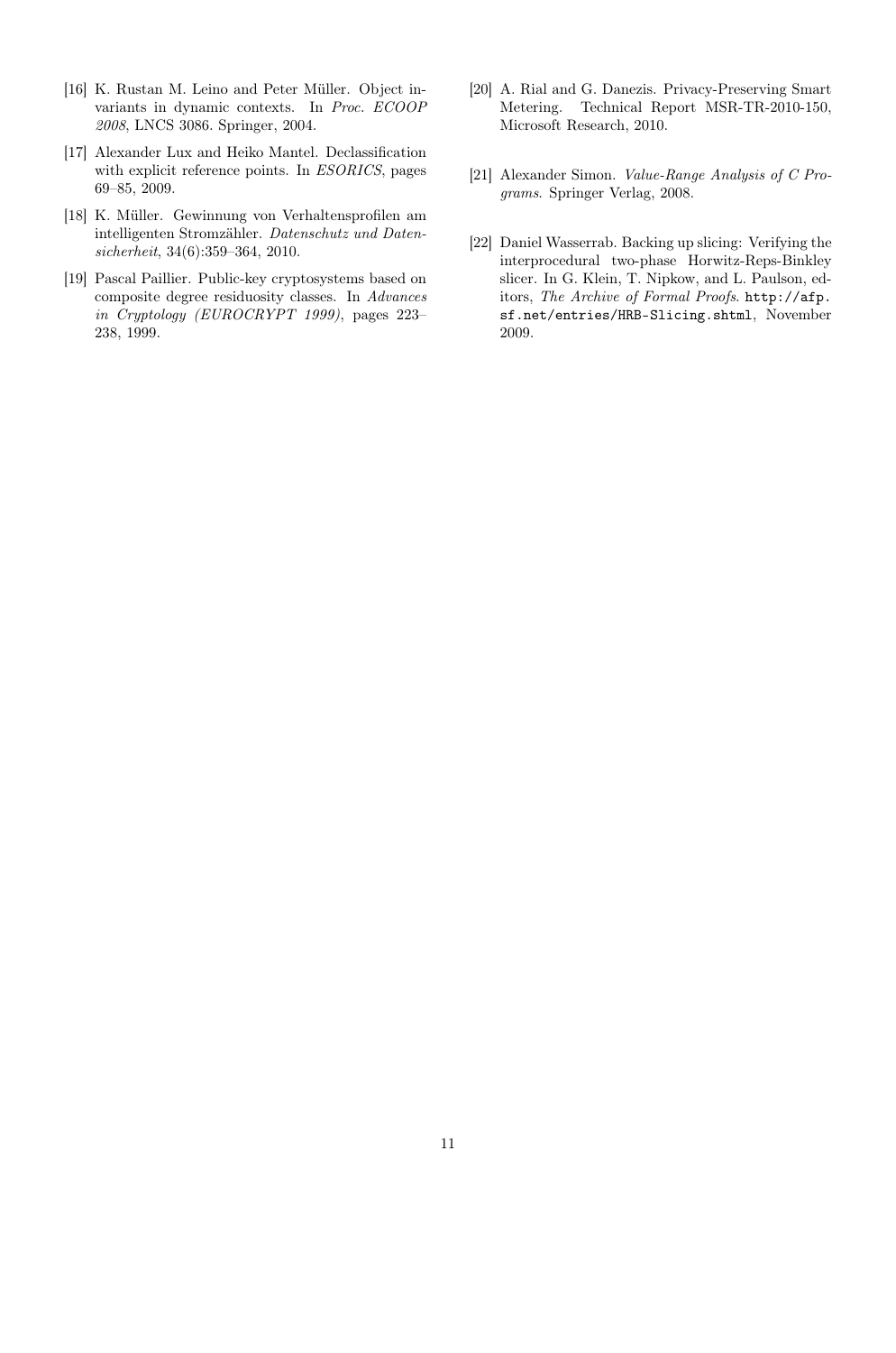[16] K. Rustan M. Leino and Peter Müller. Object invariants in dynamic contexts. In *Proc. ECOOP 2008*, LNCS 3086. Springer, 2004.

[17] Alexander Lux and Heiko Mantel. Declassification with explicit reference points. In *ESORICS*, pages 69–85, 2009.

[18] K. Müller. Gewinnung von Verhaltensprofilen am intelligenten Stromzähler. *Datenschutz und Datensicherheit*, 34(6):359–364, 2010.

[19] Pascal Paillier. Public-key cryptosystems based on composite degree residuosity classes. In *Advances in Cryptology (EUROCRYPT 1999)*, pages 223–238, 1999.

[20] A. Rial and G. Danezis. Privacy-Preserving Smart Metering. Technical Report MSR-TR-2010-150, Microsoft Research, 2010.

[21] Alexander Simon. *Value-Range Analysis of C Programs*. Springer Verlag, 2008.

[22] Daniel Wasserrab. Backing up slicing: Verifying the interprocedural two-phase Horwitz-Reps-Binkley slicer. In G. Klein, T. Nipkow, and L. Paulson, editors, *The Archive of Formal Proofs*. `http://afp.sf.net/entries/HRB-Slicing.shtml`, November 2009.